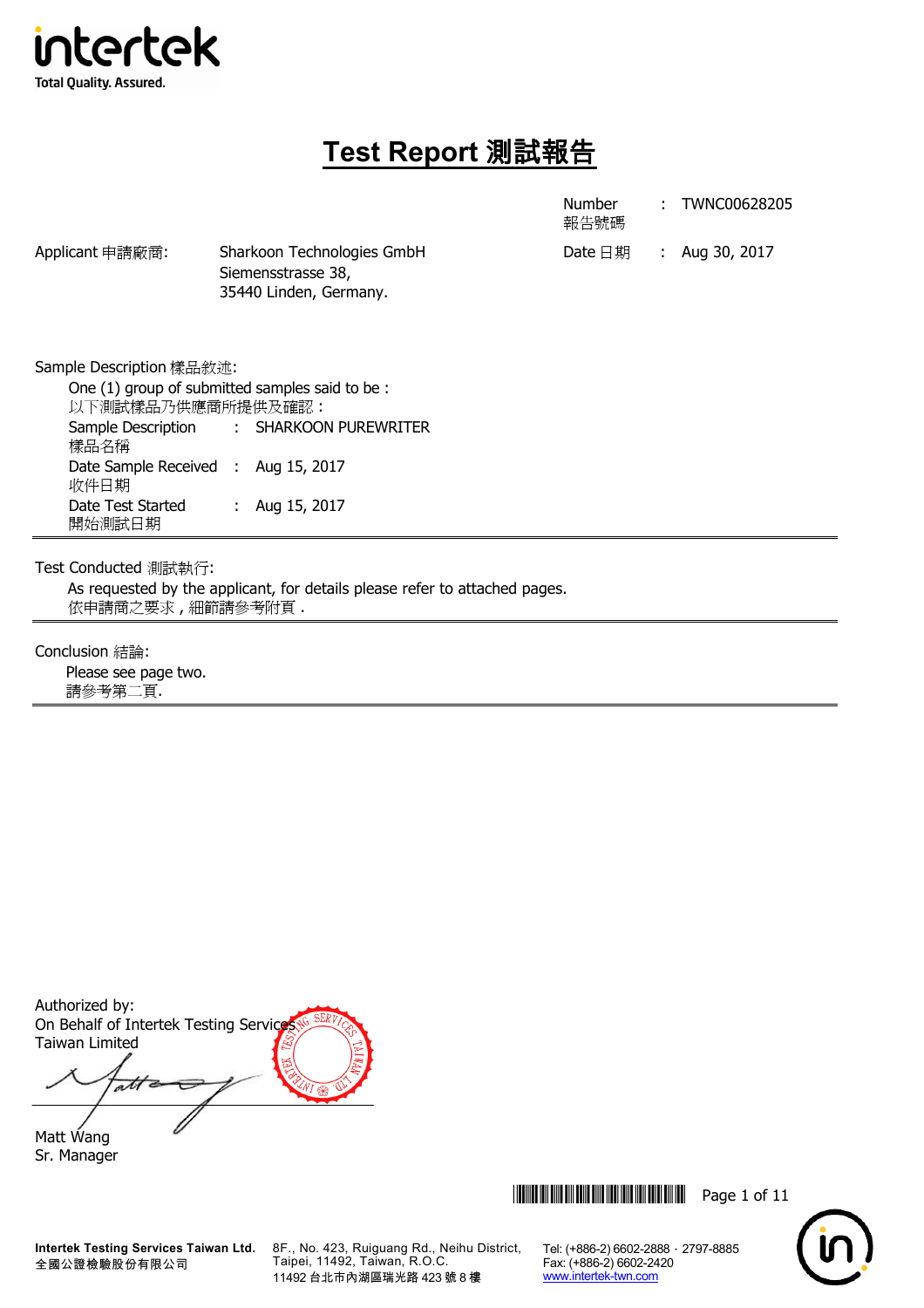intertek
Total Quality. Assured.

# Test Report 測試報告

| | | |
|---|---|---|
| Number 報告號碼 | : | TWNC00628205 |
| Date 日期 | : | Aug 30, 2017 |

Applicant 申請廠商: Sharkoon Technologies GmbH
Siemensstrasse 38,
35440 Linden, Germany.

Sample Description 樣品敘述:

One (1) group of submitted samples said to be :
以下測試樣品乃供應商所提供及確認：

| | | |
|---|---|---|
| Sample Description 樣品名稱 | : | SHARKOON PUREWRITER |
| Date Sample Received 收件日期 | : | Aug 15, 2017 |
| Date Test Started 開始測試日期 | : | Aug 15, 2017 |

Test Conducted 測試執行:

As requested by the applicant, for details please refer to attached pages.
依申請商之要求，細節請參考附頁．

Conclusion 結論:

Please see page two.
請參考第二頁.

Authorized by:
On Behalf of Intertek Testing Services
Taiwan Limited

Matt Wang
Sr. Manager

**Intertek Testing Services Taiwan Ltd.**
全國公證檢驗股份有限公司
8F., No. 423, Ruiguang Rd., Neihu District, Taipei, 11492, Taiwan, R.O.C.
11492 台北市內湖區瑞光路 423 號 8 樓
Tel: (+886-2) 6602-2888 · 2797-8885
Fax: (+886-2) 6602-2420
www.intertek-twn.com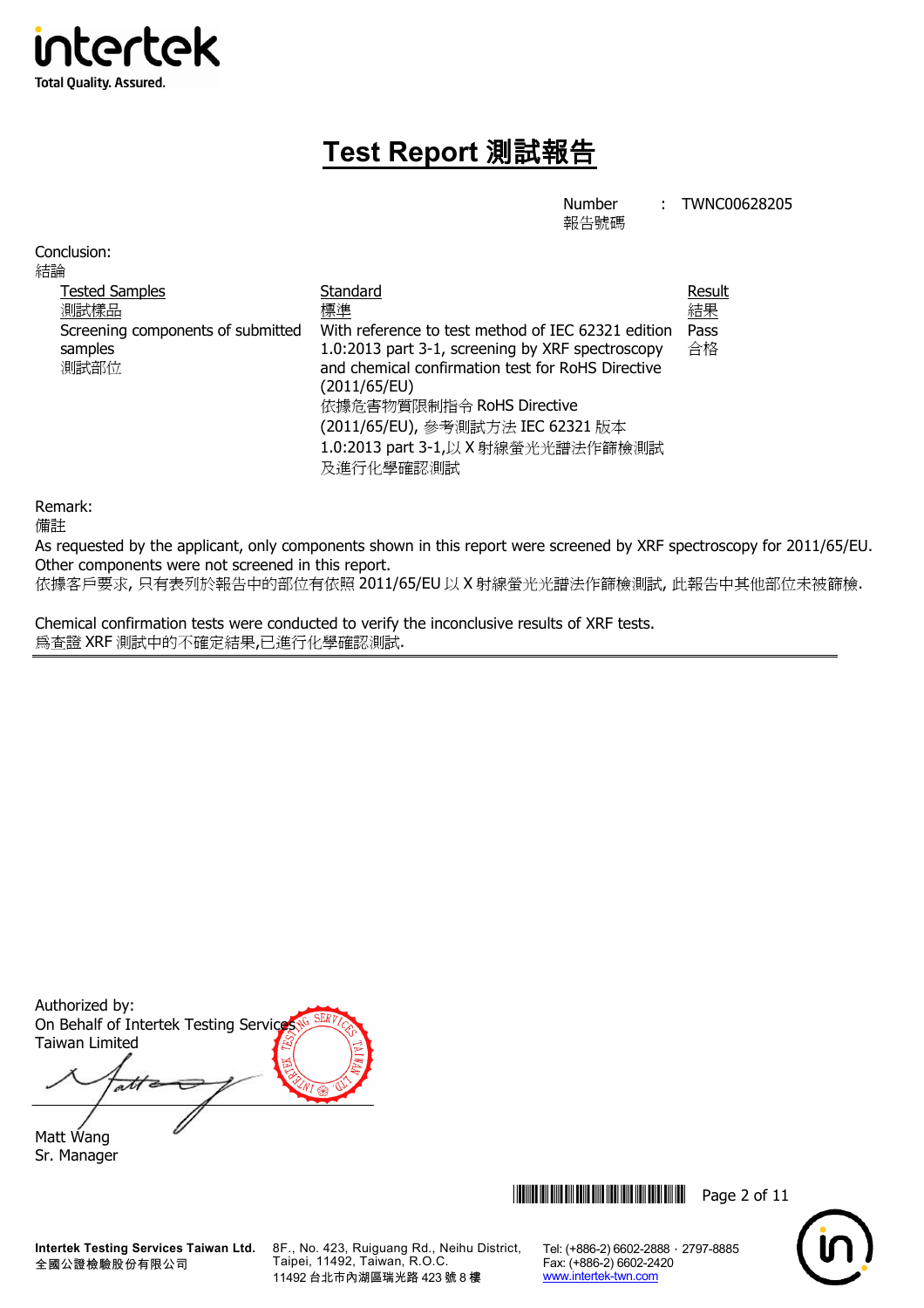# Test Report 測試報告

Number 報告號碼 : TWNC00628205

Conclusion:
結論

| Tested Samples 測試樣品 | Standard 標準 | Result 結果 |
|---|---|---|
| Screening components of submitted samples 測試部位 | With reference to test method of IEC 62321 edition 1.0:2013 part 3-1, screening by XRF spectroscopy and chemical confirmation test for RoHS Directive (2011/65/EU) 依據危害物質限制指令 RoHS Directive (2011/65/EU), 參考測試方法 IEC 62321 版本 1.0:2013 part 3-1,以 X 射線螢光光譜法作篩檢測試及進行化學確認測試 | Pass 合格 |

Remark:
備註

As requested by the applicant, only components shown in this report were screened by XRF spectroscopy for 2011/65/EU. Other components were not screened in this report.
依據客戶要求, 只有表列於報告中的部位有依照 2011/65/EU 以 X 射線螢光光譜法作篩檢測試, 此報告中其他部位未被篩檢.

Chemical confirmation tests were conducted to verify the inconclusive results of XRF tests.
為查證 XRF 測試中的不確定結果,已進行化學確認測試.

Authorized by:
On Behalf of Intertek Testing Services Taiwan Limited

Matt Wang
Sr. Manager

Intertek Testing Services Taiwan Ltd.
全國公證檢驗股份有限公司
8F., No. 423, Ruiguang Rd., Neihu District, Taipei, 11492, Taiwan, R.O.C.
11492 台北市內湖區瑞光路 423 號 8 樓
Tel: (+886-2) 6602-2888 · 2797-8885
Fax: (+886-2) 6602-2420
www.intertek-twn.com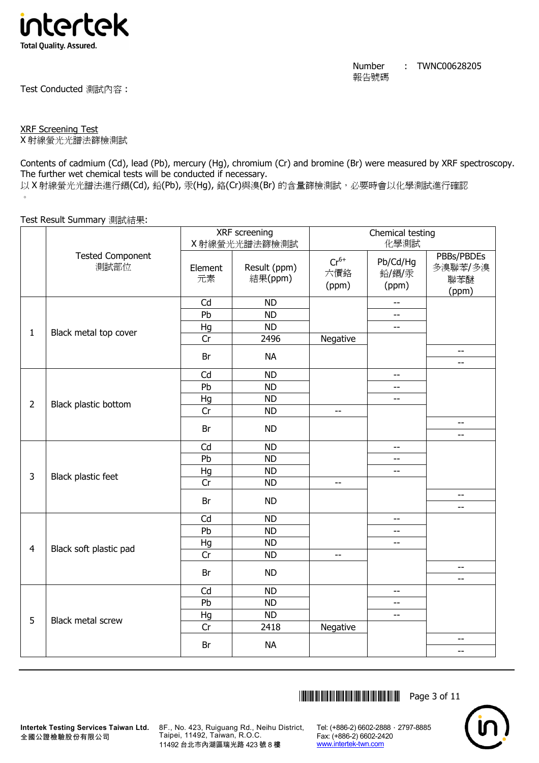Number 報告號碼 : TWNC00628205

Test Conducted 測試內容 :

XRF Screening Test
X 射線螢光光譜法篩檢測試

Contents of cadmium (Cd), lead (Pb), mercury (Hg), chromium (Cr) and bromine (Br) were measured by XRF spectroscopy. The further wet chemical tests will be conducted if necessary.
以 X 射線螢光光譜法進行鎘(Cd), 鉛(Pb), 汞(Hg), 鉻(Cr)與溴(Br) 的含量篩檢測試，必要時會以化學測試進行確認。

Test Result Summary 測試結果:

| | Tested Component 測試部位 | XRF screening X 射線螢光光譜法篩檢測試 | | Chemical testing 化學測試 | | |
|---|---|---|---|---|---|---|
| | | Element 元素 | Result (ppm) 結果(ppm) | $Cr^{6+}$ 六價鉻 (ppm) | Pb/Cd/Hg 鉛/鎘/汞 (ppm) | PBBs/PBDEs 多溴聯苯/多溴聯苯醚 (ppm) |
| 1 | Black metal top cover | Cd | ND | | -- | |
| | | Pb | ND | | -- | |
| | | Hg | ND | | -- | |
| | | Cr | 2496 | Negative | | |
| | | Br | NA | | | -- / -- |
| 2 | Black plastic bottom | Cd | ND | | -- | |
| | | Pb | ND | | -- | |
| | | Hg | ND | | -- | |
| | | Cr | ND | -- | | |
| | | Br | ND | | | -- / -- |
| 3 | Black plastic feet | Cd | ND | | -- | |
| | | Pb | ND | | -- | |
| | | Hg | ND | | -- | |
| | | Cr | ND | -- | | |
| | | Br | ND | | | -- / -- |
| 4 | Black soft plastic pad | Cd | ND | | -- | |
| | | Pb | ND | | -- | |
| | | Hg | ND | | -- | |
| | | Cr | ND | -- | | |
| | | Br | ND | | | -- / -- |
| 5 | Black metal screw | Cd | ND | | -- | |
| | | Pb | ND | | -- | |
| | | Hg | ND | | -- | |
| | | Cr | 2418 | Negative | | |
| | | Br | NA | | | -- / -- |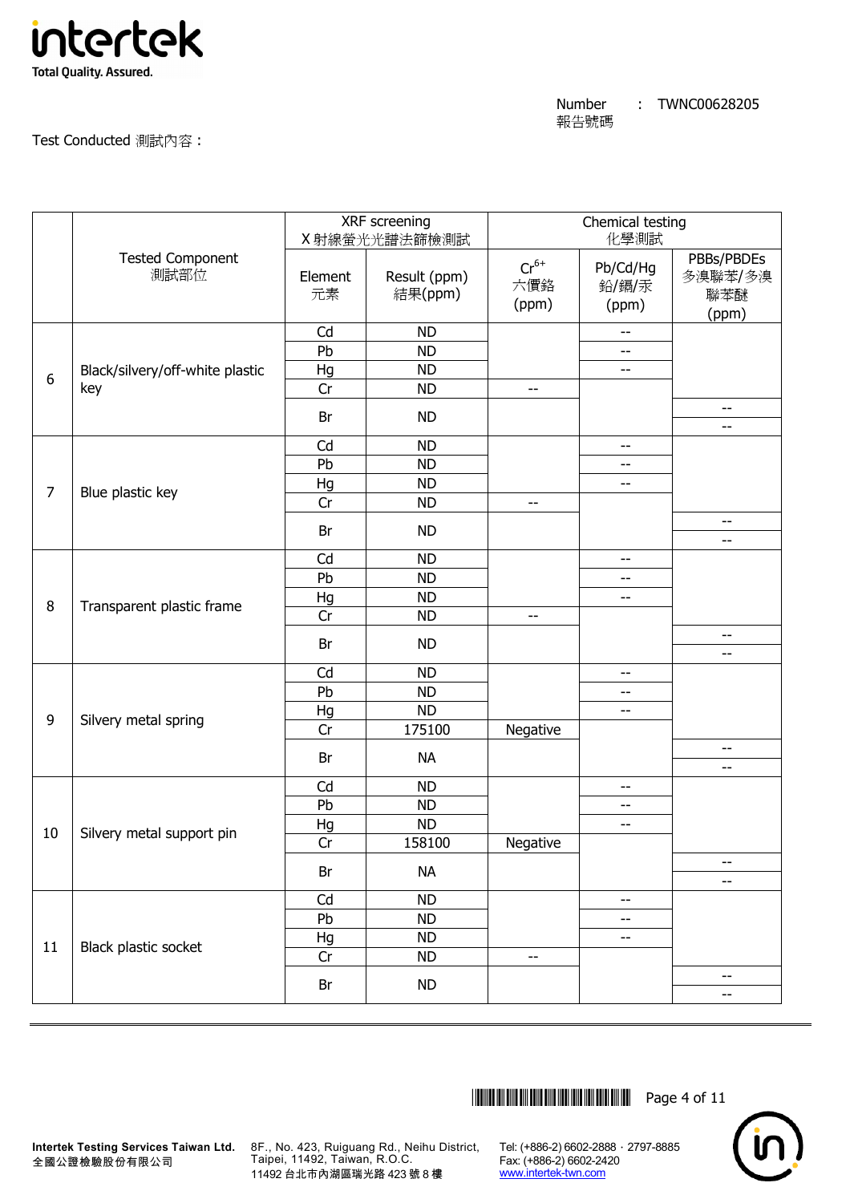Number 報告號碼 : TWNC00628205

Test Conducted 測試內容：

| | Tested Component 測試部位 | XRF screening X射線螢光光譜法篩檢測試 | | Chemical testing 化學測試 | | |
|---|---|---|---|---|---|---|
| | | Element 元素 | Result (ppm) 結果(ppm) | $Cr^{6+}$ 六價鉻 (ppm) | Pb/Cd/Hg 鉛/鎘/汞 (ppm) | PBBs/PBDEs 多溴聯苯/多溴聯苯醚 (ppm) |
| 6 | Black/silvery/off-white plastic key | Cd | ND | | -- | |
| | | Pb | ND | | -- | |
| | | Hg | ND | | -- | |
| | | Cr | ND | -- | | |
| | | Br | ND | | | -- |
| | | | | | | -- |
| 7 | Blue plastic key | Cd | ND | | -- | |
| | | Pb | ND | | -- | |
| | | Hg | ND | | -- | |
| | | Cr | ND | -- | | |
| | | Br | ND | | | -- |
| | | | | | | -- |
| 8 | Transparent plastic frame | Cd | ND | | -- | |
| | | Pb | ND | | -- | |
| | | Hg | ND | | -- | |
| | | Cr | ND | -- | | |
| | | Br | ND | | | -- |
| | | | | | | -- |
| 9 | Silvery metal spring | Cd | ND | | -- | |
| | | Pb | ND | | -- | |
| | | Hg | ND | | -- | |
| | | Cr | 175100 | Negative | | |
| | | Br | NA | | | -- |
| | | | | | | -- |
| 10 | Silvery metal support pin | Cd | ND | | -- | |
| | | Pb | ND | | -- | |
| | | Hg | ND | | -- | |
| | | Cr | 158100 | Negative | | |
| | | Br | NA | | | -- |
| | | | | | | -- |
| 11 | Black plastic socket | Cd | ND | | -- | |
| | | Pb | ND | | -- | |
| | | Hg | ND | | -- | |
| | | Cr | ND | -- | | |
| | | Br | ND | | | -- |
| | | | | | | -- |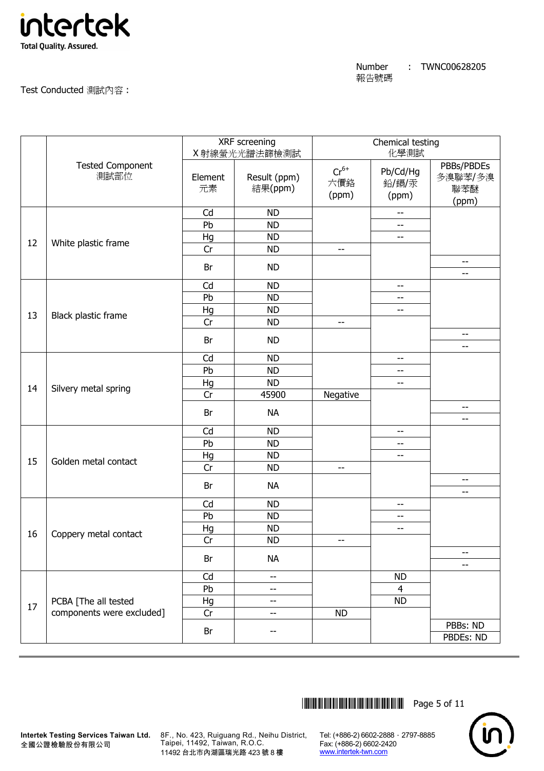Number 報告號碼 : TWNC00628205

Test Conducted 測試內容：

| | Tested Component 測試部位 | XRF screening X射線螢光光譜法篩檢測試 | | Chemical testing 化學測試 | | |
|---|---|---|---|---|---|---|
| | | Element 元素 | Result (ppm) 結果(ppm) | $Cr^{6+}$ 六價鉻 (ppm) | Pb/Cd/Hg 鉛/鎘/汞 (ppm) | PBBs/PBDEs 多溴聯苯/多溴聯苯醚 (ppm) |
| 12 | White plastic frame | Cd | ND | | -- | |
| | | Pb | ND | | -- | |
| | | Hg | ND | | -- | |
| | | Cr | ND | -- | | |
| | | Br | ND | | | -- |
| | | | | | | -- |
| 13 | Black plastic frame | Cd | ND | | -- | |
| | | Pb | ND | | -- | |
| | | Hg | ND | | -- | |
| | | Cr | ND | -- | | |
| | | Br | ND | | | -- |
| | | | | | | -- |
| 14 | Silvery metal spring | Cd | ND | | -- | |
| | | Pb | ND | | -- | |
| | | Hg | ND | | -- | |
| | | Cr | 45900 | Negative | | |
| | | Br | NA | | | -- |
| | | | | | | -- |
| 15 | Golden metal contact | Cd | ND | | -- | |
| | | Pb | ND | | -- | |
| | | Hg | ND | | -- | |
| | | Cr | ND | -- | | |
| | | Br | NA | | | -- |
| | | | | | | -- |
| 16 | Coppery metal contact | Cd | ND | | -- | |
| | | Pb | ND | | -- | |
| | | Hg | ND | | -- | |
| | | Cr | ND | -- | | |
| | | Br | NA | | | -- |
| | | | | | | -- |
| 17 | PCBA [The all tested components were excluded] | Cd | -- | | ND | |
| | | Pb | -- | | 4 | |
| | | Hg | -- | | ND | |
| | | Cr | -- | ND | | |
| | | Br | -- | | | PBBs: ND |
| | | | | | | PBDEs: ND |

**Intertek Testing Services Taiwan Ltd.**
全國公證檢驗股份有限公司

8F., No. 423, Ruiguang Rd., Neihu District, Taipei, 11492, Taiwan, R.O.C.
11492 台北市內湖區瑞光路 423 號 8 樓

Tel: (+886-2) 6602-2888 · 2797-8885
Fax: (+886-2) 6602-2420
www.intertek-twn.com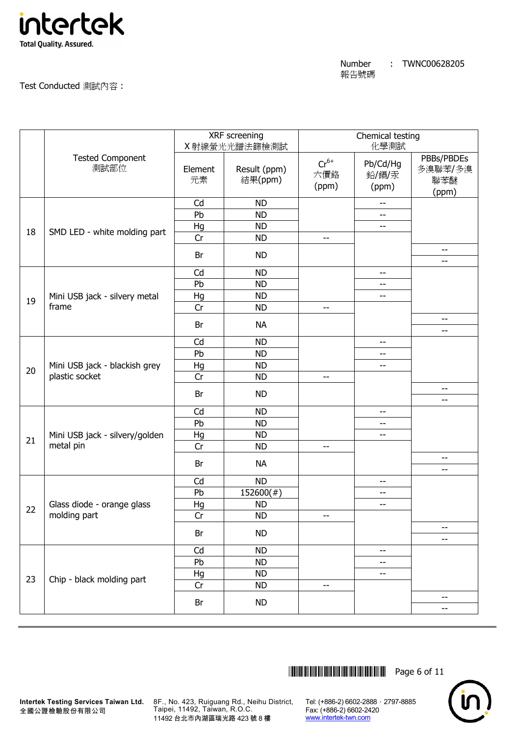Number 報告號碼 : TWNC00628205

Test Conducted 測試內容：

| | Tested Component 測試部位 | XRF screening X 射線螢光光譜法篩檢測試 | | Chemical testing 化學測試 | | |
|---|---|---|---|---|---|---|
| | | Element 元素 | Result (ppm) 結果(ppm) | $Cr^{6+}$ 六價鉻 (ppm) | Pb/Cd/Hg 鉛/鎘/汞 (ppm) | PBBs/PBDEs 多溴聯苯/多溴聯苯醚 (ppm) |
| 18 | SMD LED - white molding part | Cd | ND | | -- | |
| | | Pb | ND | | -- | |
| | | Hg | ND | | -- | |
| | | Cr | ND | -- | | |
| | | Br | ND | | | -- |
| | | | | | | -- |
| 19 | Mini USB jack - silvery metal frame | Cd | ND | | -- | |
| | | Pb | ND | | -- | |
| | | Hg | ND | | -- | |
| | | Cr | ND | -- | | |
| | | Br | NA | | | -- |
| | | | | | | -- |
| 20 | Mini USB jack - blackish grey plastic socket | Cd | ND | | -- | |
| | | Pb | ND | | -- | |
| | | Hg | ND | | -- | |
| | | Cr | ND | -- | | |
| | | Br | ND | | | -- |
| | | | | | | -- |
| 21 | Mini USB jack - silvery/golden metal pin | Cd | ND | | -- | |
| | | Pb | ND | | -- | |
| | | Hg | ND | | -- | |
| | | Cr | ND | -- | | |
| | | Br | NA | | | -- |
| | | | | | | -- |
| 22 | Glass diode - orange glass molding part | Cd | ND | | -- | |
| | | Pb | 152600(#) | | -- | |
| | | Hg | ND | | -- | |
| | | Cr | ND | -- | | |
| | | Br | ND | | | -- |
| | | | | | | -- |
| 23 | Chip - black molding part | Cd | ND | | -- | |
| | | Pb | ND | | -- | |
| | | Hg | ND | | -- | |
| | | Cr | ND | -- | | |
| | | Br | ND | | | -- |
| | | | | | | -- |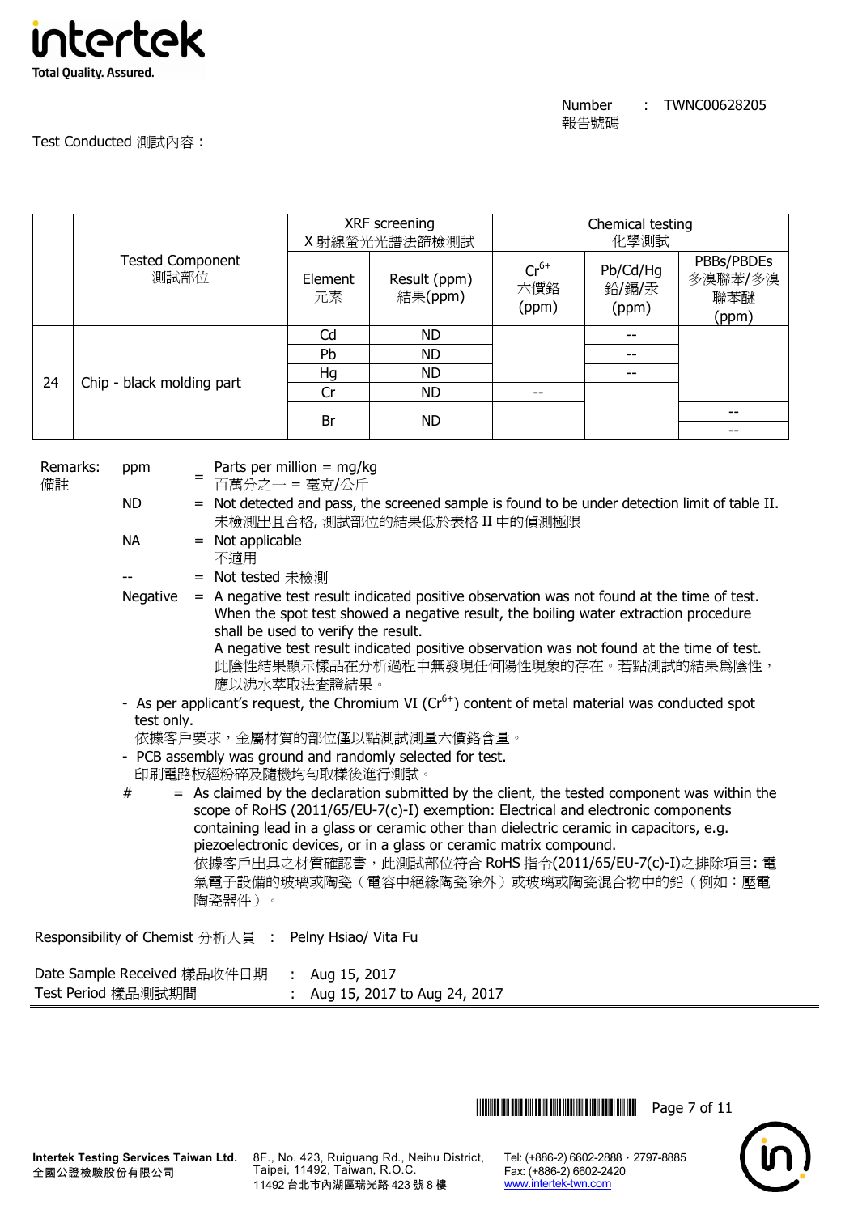Number 報告號碼 : TWNC00628205

Test Conducted 測試內容 :

| | Tested Component 測試部位 | XRF screening X射線螢光光譜法篩檢測試 | | Chemical testing 化學測試 | | |
|---|---|---|---|---|---|---|
| | | Element 元素 | Result (ppm) 結果(ppm) | $Cr^{6+}$ 六價鉻 (ppm) | Pb/Cd/Hg 鉛/鎘/汞 (ppm) | PBBs/PBDEs 多溴聯苯/多溴聯苯醚 (ppm) |
| 24 | Chip - black molding part | Cd | ND | | -- | |
| | | Pb | ND | | -- | |
| | | Hg | ND | | -- | |
| | | Cr | ND | -- | | |
| | | Br | ND | | | -- |
| | | | | | | -- |

Remarks: 備註

- ppm = Parts per million = mg/kg 百萬分之一 = 毫克/公斤
- ND = Not detected and pass, the screened sample is found to be under detection limit of table II. 未檢測出且合格, 測試部位的結果低於表格 II 中的偵測極限
- NA = Not applicable 不適用
- -- = Not tested 未檢測
- Negative = A negative test result indicated positive observation was not found at the time of test. When the spot test showed a negative result, the boiling water extraction procedure shall be used to verify the result. A negative test result indicated positive observation was not found at the time of test. 此陰性結果顯示樣品在分析過程中無發現任何陽性現象的存在。若點測試的結果爲陰性，應以沸水萃取法查證結果。
- As per applicant's request, the Chromium VI ($Cr^{6+}$) content of metal material was conducted spot test only. 依據客戶要求，金屬材質的部位僅以點測試測量六價鉻含量。
- PCB assembly was ground and randomly selected for test. 印刷電路板經粉碎及隨機均勻取樣後進行測試。
- # = As claimed by the declaration submitted by the client, the tested component was within the scope of RoHS (2011/65/EU-7(c)-I) exemption: Electrical and electronic components containing lead in a glass or ceramic other than dielectric ceramic in capacitors, e.g. piezoelectronic devices, or in a glass or ceramic matrix compound. 依據客戶出具之材質確認書，此測試部位符合 RoHS 指令(2011/65/EU-7(c)-I)之排除項目: 電氣電子設備的玻璃或陶瓷（電容中絕緣陶瓷除外）或玻璃或陶瓷混合物中的鉛（例如：壓電陶瓷器件）。

Responsibility of Chemist 分析人員 : Pelny Hsiao/ Vita Fu

Date Sample Received 樣品收件日期 : Aug 15, 2017
Test Period 樣品測試期間 : Aug 15, 2017 to Aug 24, 2017

Intertek Testing Services Taiwan Ltd. 全國公證檢驗股份有限公司
8F., No. 423, Ruiguang Rd., Neihu District, Taipei, 11492, Taiwan, R.O.C. 11492 台北市內湖區瑞光路 423 號 8 樓
Tel: (+886-2) 6602-2888 · 2797-8885 Fax: (+886-2) 6602-2420 www.intertek-twn.com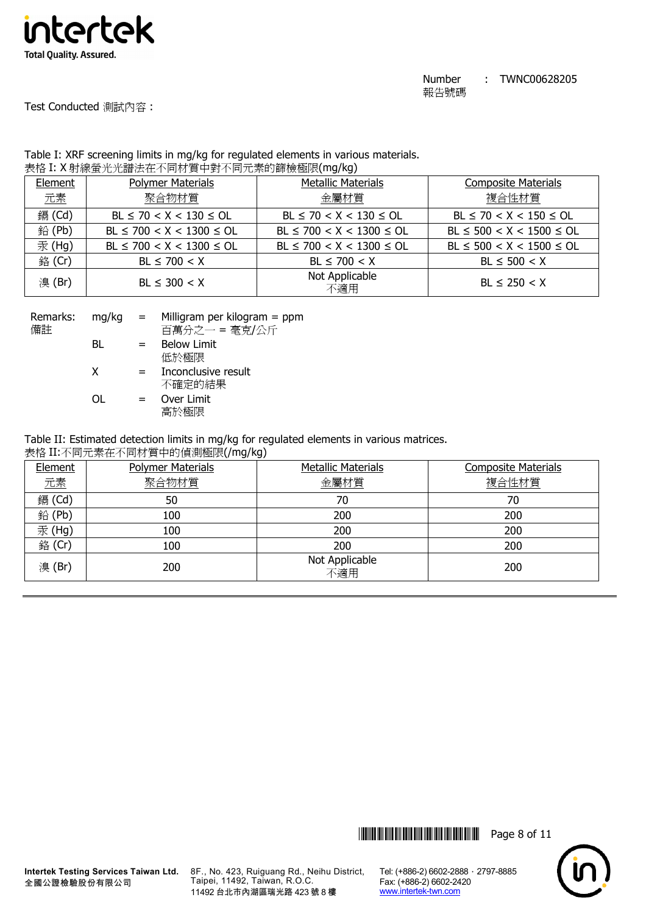Number 報告號碼 : TWNC00628205

Test Conducted 測試內容 :

Table I: XRF screening limits in mg/kg for regulated elements in various materials.
表格 I: X 射線螢光光譜法在不同材質中對不同元素的篩檢極限(mg/kg)

| Element 元素 | Polymer Materials 聚合物材質 | Metallic Materials 金屬材質 | Composite Materials 複合性材質 |
|---|---|---|---|
| 鎘 (Cd) | BL ≤ 70 < X < 130 ≤ OL | BL ≤ 70 < X < 130 ≤ OL | BL ≤ 70 < X < 150 ≤ OL |
| 鉛 (Pb) | BL ≤ 700 < X < 1300 ≤ OL | BL ≤ 700 < X < 1300 ≤ OL | BL ≤ 500 < X < 1500 ≤ OL |
| 汞 (Hg) | BL ≤ 700 < X < 1300 ≤ OL | BL ≤ 700 < X < 1300 ≤ OL | BL ≤ 500 < X < 1500 ≤ OL |
| 鉻 (Cr) | BL ≤ 700 < X | BL ≤ 700 < X | BL ≤ 500 < X |
| 溴 (Br) | BL ≤ 300 < X | Not Applicable 不適用 | BL ≤ 250 < X |

Remarks: 備註

- mg/kg = Milligram per kilogram = ppm 百萬分之一 = 毫克/公斤
- BL = Below Limit 低於極限
- X = Inconclusive result 不確定的結果
- OL = Over Limit 高於極限

Table II: Estimated detection limits in mg/kg for regulated elements in various matrices.
表格 II:不同元素在不同材質中的偵測極限(/mg/kg)

| Element 元素 | Polymer Materials 聚合物材質 | Metallic Materials 金屬材質 | Composite Materials 複合性材質 |
|---|---|---|---|
| 鎘 (Cd) | 50 | 70 | 70 |
| 鉛 (Pb) | 100 | 200 | 200 |
| 汞 (Hg) | 100 | 200 | 200 |
| 鉻 (Cr) | 100 | 200 | 200 |
| 溴 (Br) | 200 | Not Applicable 不適用 | 200 |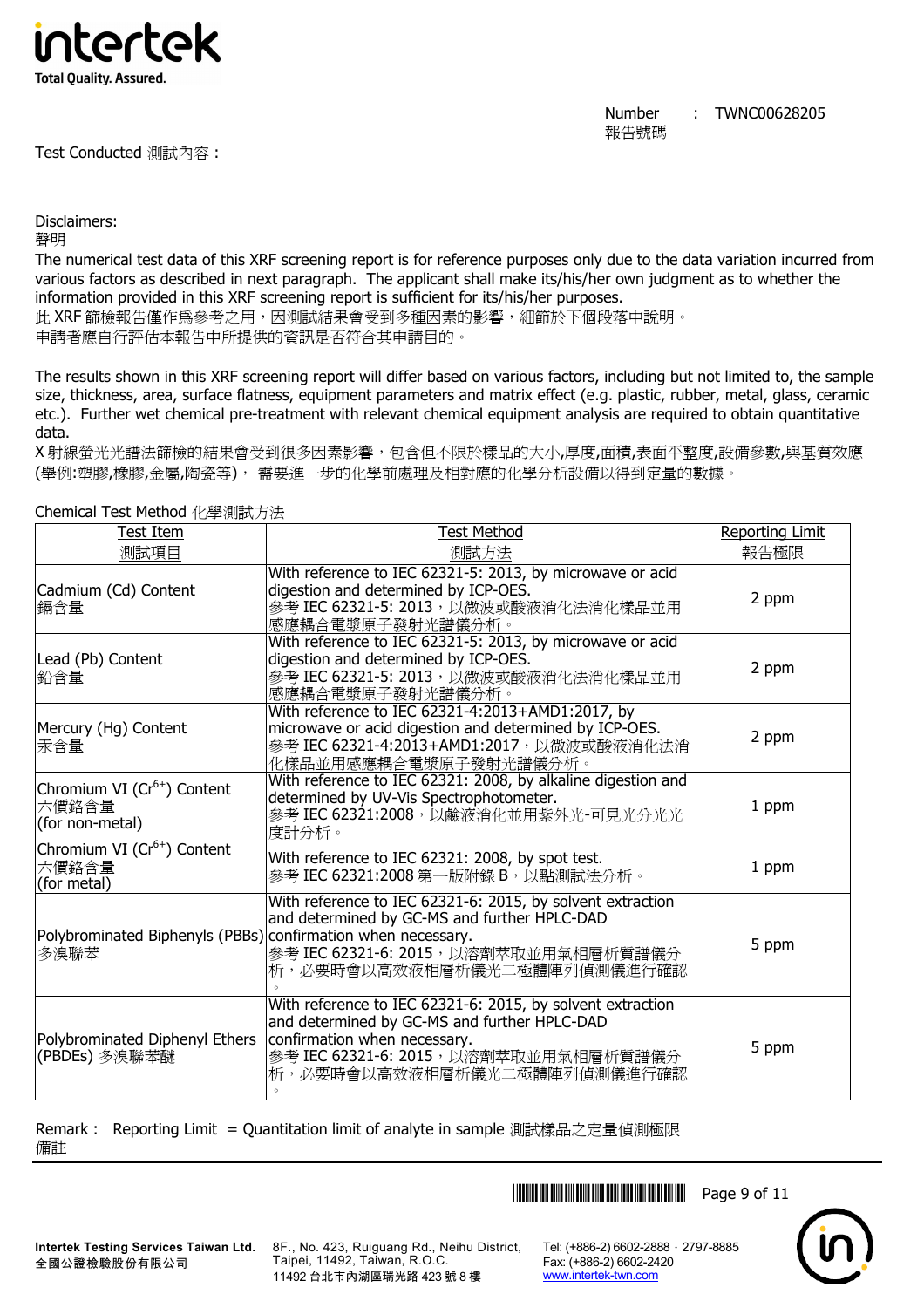Number 報告號碼 : TWNC00628205

Test Conducted 測試內容：

Disclaimers:
聲明

The numerical test data of this XRF screening report is for reference purposes only due to the data variation incurred from various factors as described in next paragraph. The applicant shall make its/his/her own judgment as to whether the information provided in this XRF screening report is sufficient for its/his/her purposes.
此 XRF 篩檢報告僅作爲參考之用，因測試結果會受到多種因素的影響，細節於下個段落中說明。
申請者應自行評估本報告中所提供的資訊是否符合其申請目的。

The results shown in this XRF screening report will differ based on various factors, including but not limited to, the sample size, thickness, area, surface flatness, equipment parameters and matrix effect (e.g. plastic, rubber, metal, glass, ceramic etc.). Further wet chemical pre-treatment with relevant chemical equipment analysis are required to obtain quantitative data.
X 射線螢光光譜法篩檢的結果會受到很多因素影響，包含但不限於樣品的大小,厚度,面積,表面平整度,設備參數,與基質效應(舉例:塑膠,橡膠,金屬,陶瓷等)， 需要進一步的化學前處理及相對應的化學分析設備以得到定量的數據。

Chemical Test Method 化學測試方法

| Test Item 測試項目 | Test Method 測試方法 | Reporting Limit 報告極限 |
|---|---|---|
| Cadmium (Cd) Content 鎘含量 | With reference to IEC 62321-5: 2013, by microwave or acid digestion and determined by ICP-OES. 參考 IEC 62321-5: 2013，以微波或酸液消化法消化樣品並用感應耦合電漿原子發射光譜儀分析。 | 2 ppm |
| Lead (Pb) Content 鉛含量 | With reference to IEC 62321-5: 2013, by microwave or acid digestion and determined by ICP-OES. 參考 IEC 62321-5: 2013，以微波或酸液消化法消化樣品並用感應耦合電漿原子發射光譜儀分析。 | 2 ppm |
| Mercury (Hg) Content 汞含量 | With reference to IEC 62321-4:2013+AMD1:2017, by microwave or acid digestion and determined by ICP-OES. 參考 IEC 62321-4:2013+AMD1:2017，以微波或酸液消化法消化樣品並用感應耦合電漿原子發射光譜儀分析。 | 2 ppm |
| Chromium VI ($Cr^{6+}$) Content 六價鉻含量 (for non-metal) | With reference to IEC 62321: 2008, by alkaline digestion and determined by UV-Vis Spectrophotometer. 參考 IEC 62321:2008，以鹼液消化並用紫外光-可見光分光光度計分析。 | 1 ppm |
| Chromium VI ($Cr^{6+}$) Content 六價鉻含量 (for metal) | With reference to IEC 62321: 2008, by spot test. 參考 IEC 62321:2008 第一版附錄 B，以點測試法分析。 | 1 ppm |
| Polybrominated Biphenyls (PBBs) 多溴聯苯 | With reference to IEC 62321-6: 2015, by solvent extraction and determined by GC-MS and further HPLC-DAD confirmation when necessary. 參考 IEC 62321-6: 2015，以溶劑萃取並用氣相層析質譜儀分析，必要時會以高效液相層析儀光二極體陣列偵測儀進行確認。 | 5 ppm |
| Polybrominated Diphenyl Ethers (PBDEs) 多溴聯苯醚 | With reference to IEC 62321-6: 2015, by solvent extraction and determined by GC-MS and further HPLC-DAD confirmation when necessary. 參考 IEC 62321-6: 2015，以溶劑萃取並用氣相層析質譜儀分析，必要時會以高效液相層析儀光二極體陣列偵測儀進行確認。 | 5 ppm |

Remark： Reporting Limit = Quantitation limit of analyte in sample 測試樣品之定量偵測極限
備註

Intertek Testing Services Taiwan Ltd.
全國公證檢驗股份有限公司
8F., No. 423, Ruiguang Rd., Neihu District, Taipei, 11492, Taiwan, R.O.C.
11492 台北市內湖區瑞光路 423 號 8 樓
Tel: (+886-2) 6602-2888．2797-8885
Fax: (+886-2) 6602-2420
www.intertek-twn.com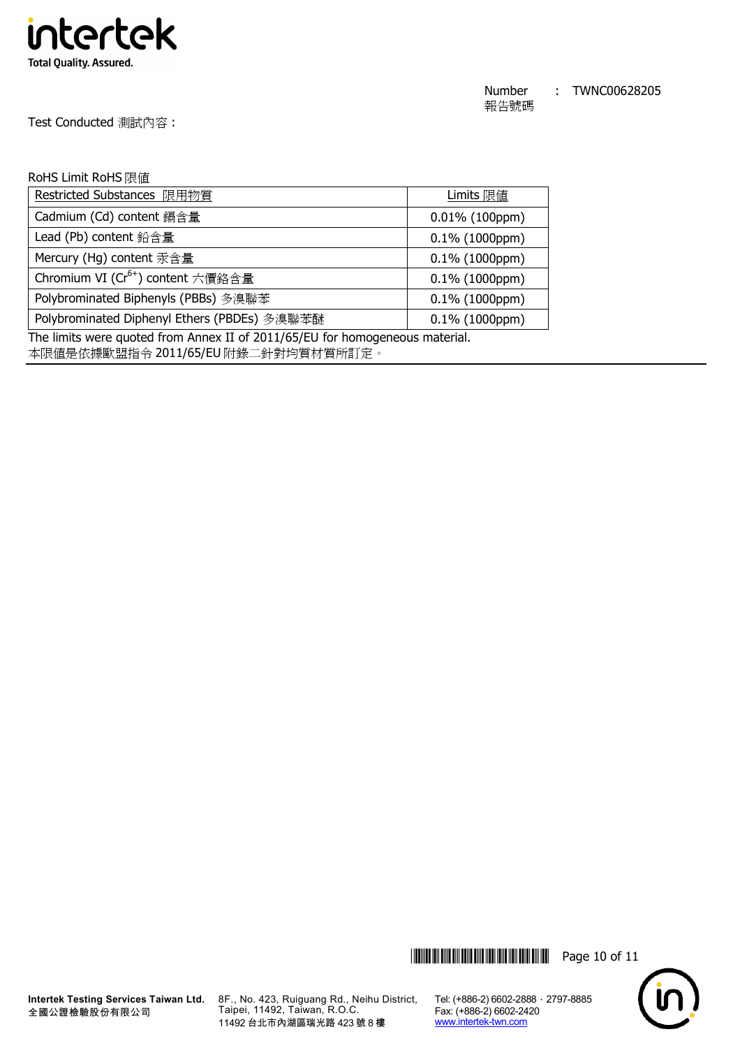Number 報告號碼 : TWNC00628205

Test Conducted 測試內容 :

RoHS Limit RoHS 限值

| Restricted Substances 限用物質 | Limits 限值 |
|---|---|
| Cadmium (Cd) content 鎘含量 | 0.01% (100ppm) |
| Lead (Pb) content 鉛含量 | 0.1% (1000ppm) |
| Mercury (Hg) content 汞含量 | 0.1% (1000ppm) |
| Chromium VI ($Cr^{6+}$) content 六價鉻含量 | 0.1% (1000ppm) |
| Polybrominated Biphenyls (PBBs) 多溴聯苯 | 0.1% (1000ppm) |
| Polybrominated Diphenyl Ethers (PBDEs) 多溴聯苯醚 | 0.1% (1000ppm) |

The limits were quoted from Annex II of 2011/65/EU for homogeneous material.
本限值是依據歐盟指令 2011/65/EU 附錄二針對均質材質所訂定。

**Intertek Testing Services Taiwan Ltd.**
**全國公證檢驗股份有限公司**
8F., No. 423, Ruiguang Rd., Neihu District, Taipei, 11492, Taiwan, R.O.C.
11492 台北市內湖區瑞光路 423 號 8 樓
Tel: (+886-2) 6602-2888 · 2797-8885
Fax: (+886-2) 6602-2420
www.intertek-twn.com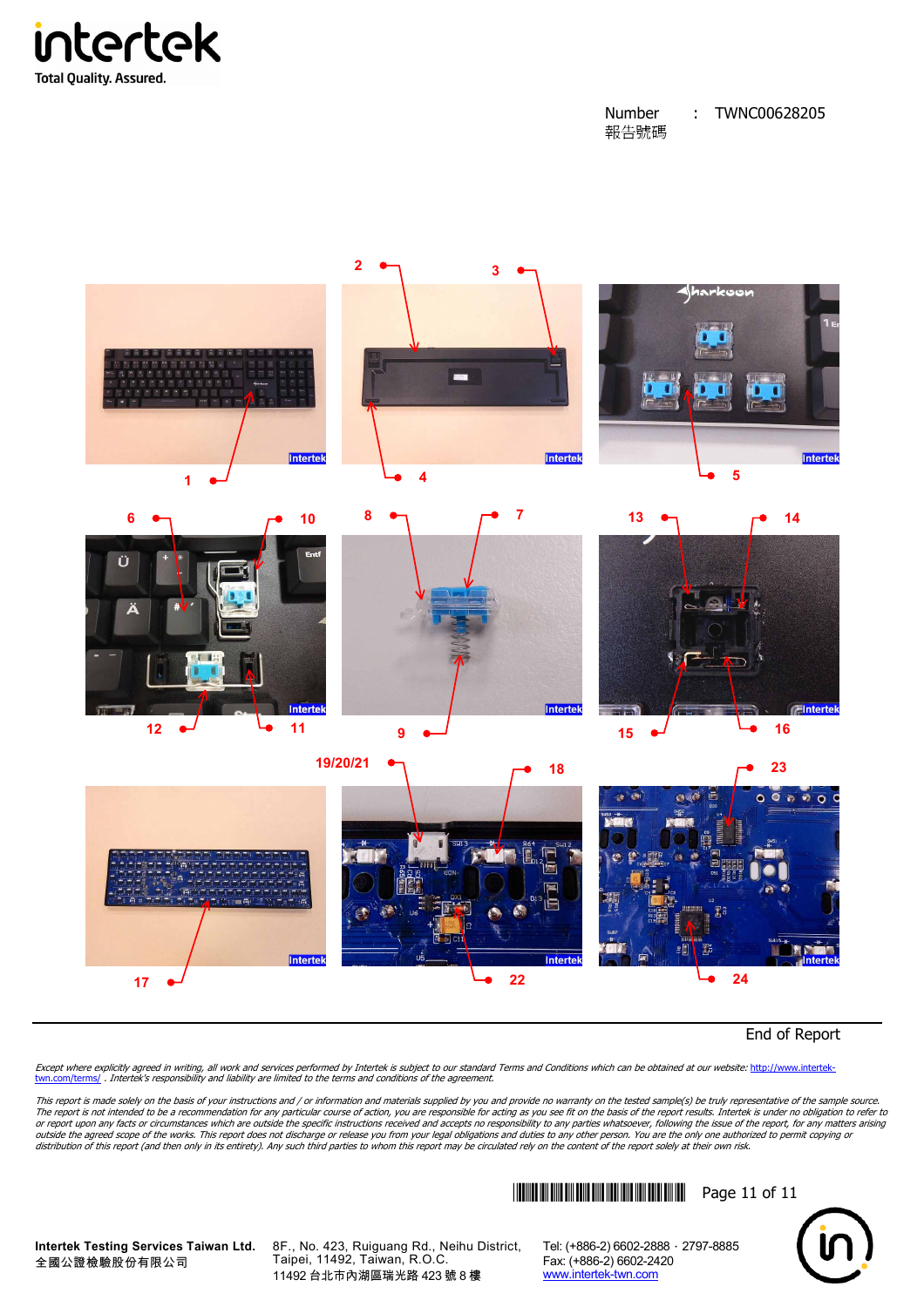Number : TWNC00628205
報告號碼

2 3
1 4 5
6 10 8 7 13 14
12 11 9 15 16
19/20/21 18 23
17 22 24

End of Report

*Except where explicitly agreed in writing, all work and services performed by Intertek is subject to our standard Terms and Conditions which can be obtained at our website: http://www.intertek-twn.com/terms/ . Intertek's responsibility and liability are limited to the terms and conditions of the agreement.*

*This report is made solely on the basis of your instructions and / or information and materials supplied by you and provide no warranty on the tested sample(s) be truly representative of the sample source. The report is not intended to be a recommendation for any particular course of action, you are responsible for acting as you see fit on the basis of the report results. Intertek is under no obligation to refer to or report upon any facts or circumstances which are outside the specific instructions received and accepts no responsibility to any parties whatsoever, following the issue of the report, for any matters arising outside the agreed scope of the works. This report does not discharge or release you from your legal obligations and duties to any other person. You are the only one authorized to permit copying or distribution of this report (and then only in its entirety). Any such third parties to whom this report may be circulated rely on the content of the report solely at their own risk.*

**Intertek Testing Services Taiwan Ltd.**
全國公證檢驗股份有限公司

8F., No. 423, Ruiguang Rd., Neihu District, Taipei, 11492, Taiwan, R.O.C.
11492 台北市內湖區瑞光路 423 號 8 樓

Tel: (+886-2) 6602-2888 · 2797-8885
Fax: (+886-2) 6602-2420
www.intertek-twn.com